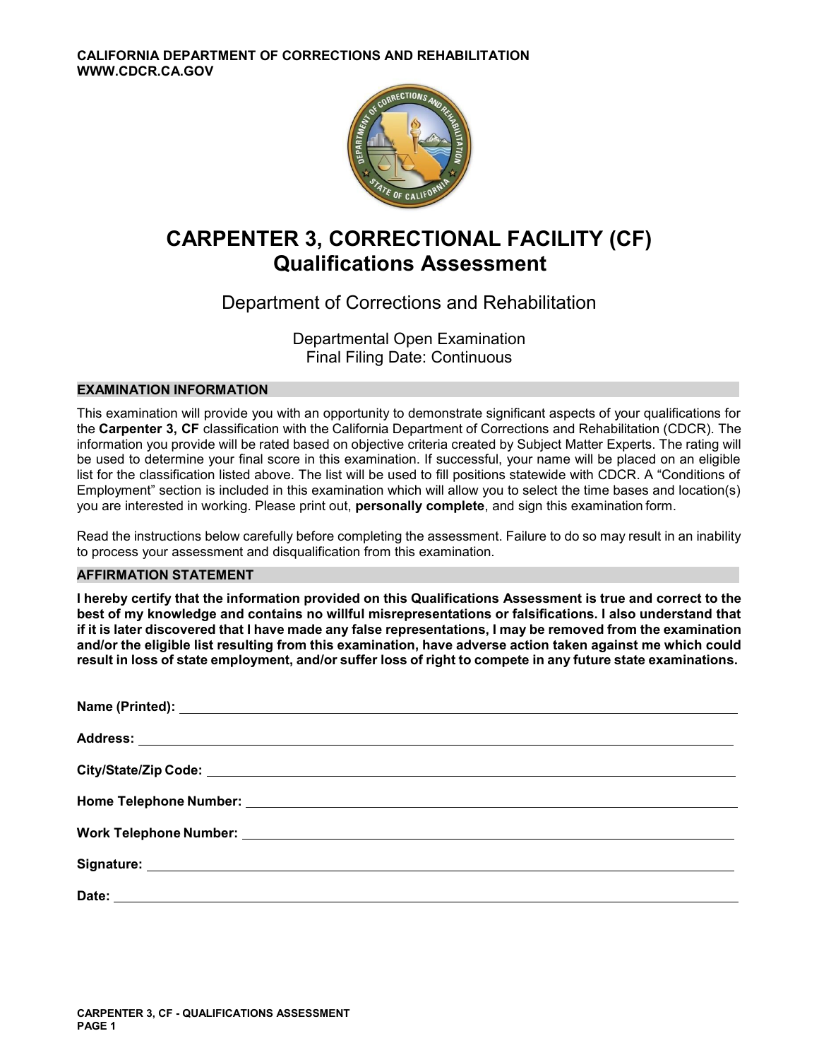CALIFORNIA DEPARTMENT OF CORRECTIONS AND REHABILITATION
WWW.CDCR.CA.GOV

# CARPENTER 3, CORRECTIONAL FACILITY (CF)
# Qualifications Assessment

Department of Corrections and Rehabilitation

Departmental Open Examination
Final Filing Date: Continuous

## EXAMINATION INFORMATION

This examination will provide you with an opportunity to demonstrate significant aspects of your qualifications for the **Carpenter 3, CF** classification with the California Department of Corrections and Rehabilitation (CDCR). The information you provide will be rated based on objective criteria created by Subject Matter Experts. The rating will be used to determine your final score in this examination. If successful, your name will be placed on an eligible list for the classification listed above. The list will be used to fill positions statewide with CDCR. A "Conditions of Employment" section is included in this examination which will allow you to select the time bases and location(s) you are interested in working. Please print out, **personally complete**, and sign this examination form.

Read the instructions below carefully before completing the assessment. Failure to do so may result in an inability to process your assessment and disqualification from this examination.

## AFFIRMATION STATEMENT

**I hereby certify that the information provided on this Qualifications Assessment is true and correct to the best of my knowledge and contains no willful misrepresentations or falsifications. I also understand that if it is later discovered that I have made any false representations, I may be removed from the examination and/or the eligible list resulting from this examination, have adverse action taken against me which could result in loss of state employment, and/or suffer loss of right to compete in any future state examinations.**

**Name (Printed):** ______________________________

**Address:** ______________________________

**City/State/Zip Code:** ______________________________

**Home Telephone Number:** ______________________________

**Work Telephone Number:** ______________________________

**Signature:** ______________________________

**Date:** ______________________________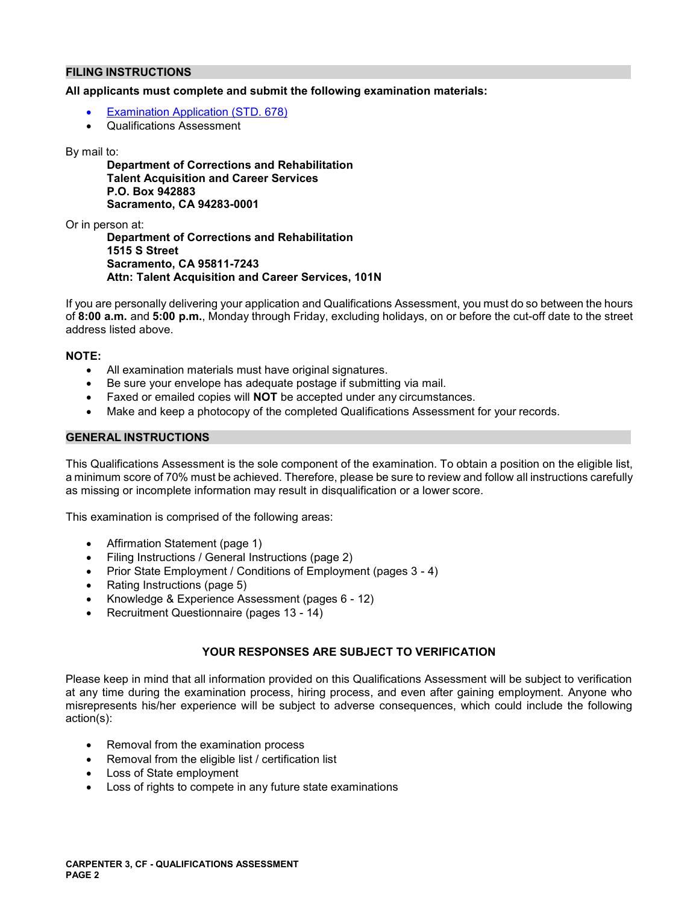## FILING INSTRUCTIONS

**All applicants must complete and submit the following examination materials:**

- Examination Application (STD. 678)
- Qualifications Assessment

By mail to:

> **Department of Corrections and Rehabilitation**
> **Talent Acquisition and Career Services**
> **P.O. Box 942883**
> **Sacramento, CA 94283-0001**

Or in person at:

> **Department of Corrections and Rehabilitation**
> **1515 S Street**
> **Sacramento, CA 95811-7243**
> **Attn: Talent Acquisition and Career Services, 101N**

If you are personally delivering your application and Qualifications Assessment, you must do so between the hours of **8:00 a.m.** and **5:00 p.m.**, Monday through Friday, excluding holidays, on or before the cut-off date to the street address listed above.

**NOTE:**

- All examination materials must have original signatures.
- Be sure your envelope has adequate postage if submitting via mail.
- Faxed or emailed copies will **NOT** be accepted under any circumstances.
- Make and keep a photocopy of the completed Qualifications Assessment for your records.

## GENERAL INSTRUCTIONS

This Qualifications Assessment is the sole component of the examination. To obtain a position on the eligible list, a minimum score of 70% must be achieved. Therefore, please be sure to review and follow all instructions carefully as missing or incomplete information may result in disqualification or a lower score.

This examination is comprised of the following areas:

- Affirmation Statement (page 1)
- Filing Instructions / General Instructions (page 2)
- Prior State Employment / Conditions of Employment (pages 3 - 4)
- Rating Instructions (page 5)
- Knowledge & Experience Assessment (pages 6 - 12)
- Recruitment Questionnaire (pages 13 - 14)

**YOUR RESPONSES ARE SUBJECT TO VERIFICATION**

Please keep in mind that all information provided on this Qualifications Assessment will be subject to verification at any time during the examination process, hiring process, and even after gaining employment. Anyone who misrepresents his/her experience will be subject to adverse consequences, which could include the following action(s):

- Removal from the examination process
- Removal from the eligible list / certification list
- Loss of State employment
- Loss of rights to compete in any future state examinations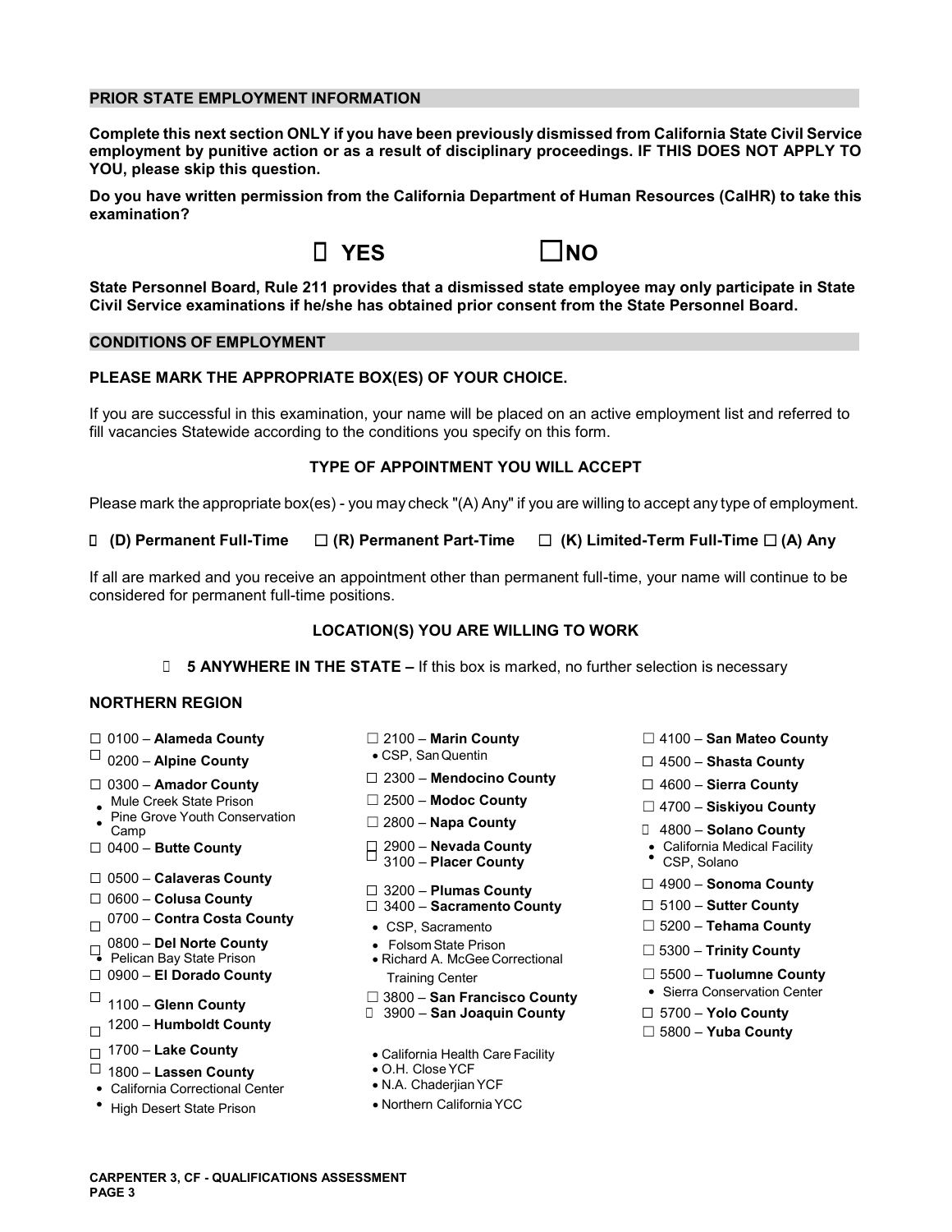## PRIOR STATE EMPLOYMENT INFORMATION

**Complete this next section ONLY if you have been previously dismissed from California State Civil Service employment by punitive action or as a result of disciplinary proceedings. IF THIS DOES NOT APPLY TO YOU, please skip this question.**

**Do you have written permission from the California Department of Human Resources (CalHR) to take this examination?**

☐ **YES** ☐ **NO**

**State Personnel Board, Rule 211 provides that a dismissed state employee may only participate in State Civil Service examinations if he/she has obtained prior consent from the State Personnel Board.**

## CONDITIONS OF EMPLOYMENT

**PLEASE MARK THE APPROPRIATE BOX(ES) OF YOUR CHOICE.**

If you are successful in this examination, your name will be placed on an active employment list and referred to fill vacancies Statewide according to the conditions you specify on this form.

### TYPE OF APPOINTMENT YOU WILL ACCEPT

Please mark the appropriate box(es) - you may check "(A) Any" if you are willing to accept any type of employment.

☐ **(D) Permanent Full-Time** ☐ **(R) Permanent Part-Time** ☐ **(K) Limited-Term Full-Time** ☐ **(A) Any**

If all are marked and you receive an appointment other than permanent full-time, your name will continue to be considered for permanent full-time positions.

### LOCATION(S) YOU ARE WILLING TO WORK

☐ **5 ANYWHERE IN THE STATE –** If this box is marked, no further selection is necessary

### NORTHERN REGION

- ☐ 0100 – **Alameda County**
- ☐ 0200 – **Alpine County**
- ☐ 0300 – **Amador County**
  - Mule Creek State Prison
  - Pine Grove Youth Conservation Camp
- ☐ 0400 – **Butte County**
- ☐ 0500 – **Calaveras County**
- ☐ 0600 – **Colusa County**
- ☐ 0700 – **Contra Costa County**
- ☐ 0800 – **Del Norte County**
  - Pelican Bay State Prison
- ☐ 0900 – **El Dorado County**
- ☐ 1100 – **Glenn County**
- ☐ 1200 – **Humboldt County**
- ☐ 1700 – **Lake County**
- ☐ 1800 – **Lassen County**
  - California Correctional Center
  - High Desert State Prison
- ☐ 2100 – **Marin County**
  - CSP, San Quentin
- ☐ 2300 – **Mendocino County**
- ☐ 2500 – **Modoc County**
- ☐ 2800 – **Napa County**
- ☐ 2900 – **Nevada County**
- ☐ 3100 – **Placer County**
- ☐ 3200 – **Plumas County**
- ☐ 3400 – **Sacramento County**
  - CSP, Sacramento
  - Folsom State Prison
  - Richard A. McGee Correctional Training Center
- ☐ 3800 – **San Francisco County**
- ☐ 3900 – **San Joaquin County**
  - California Health Care Facility
  - O.H. Close YCF
  - N.A. Chaderjian YCF
  - Northern California YCC
- ☐ 4100 – **San Mateo County**
- ☐ 4500 – **Shasta County**
- ☐ 4600 – **Sierra County**
- ☐ 4700 – **Siskiyou County**
- ☐ 4800 – **Solano County**
  - California Medical Facility
  - CSP, Solano
- ☐ 4900 – **Sonoma County**
- ☐ 5100 – **Sutter County**
- ☐ 5200 – **Tehama County**
- ☐ 5300 – **Trinity County**
- ☐ 5500 – **Tuolumne County**
  - Sierra Conservation Center
- ☐ 5700 – **Yolo County**
- ☐ 5800 – **Yuba County**

**CARPENTER 3, CF - QUALIFICATIONS ASSESSMENT**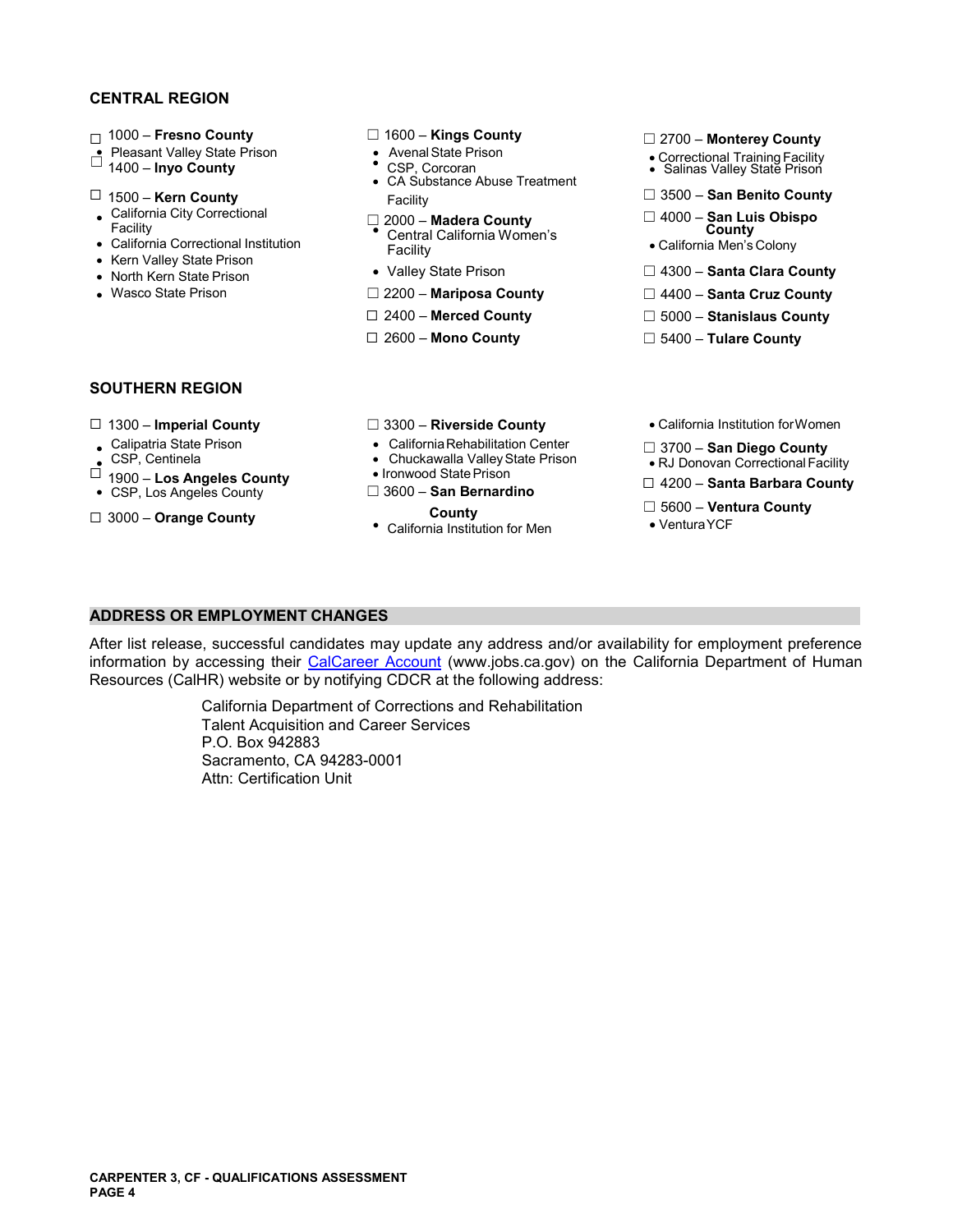## CENTRAL REGION

- ☐ 1000 – **Fresno County**
  - Pleasant Valley State Prison
- ☐ 1400 – **Inyo County**
- ☐ 1500 – **Kern County**
  - California City Correctional Facility
  - California Correctional Institution
  - Kern Valley State Prison
  - North Kern State Prison
  - Wasco State Prison
- ☐ 1600 – **Kings County**
  - Avenal State Prison
  - CSP, Corcoran
  - CA Substance Abuse Treatment Facility
- ☐ 2000 – **Madera County**
  - Central California Women's Facility
  - Valley State Prison
- ☐ 2200 – **Mariposa County**
- ☐ 2400 – **Merced County**
- ☐ 2600 – **Mono County**
- ☐ 2700 – **Monterey County**
  - Correctional Training Facility
  - Salinas Valley State Prison
- ☐ 3500 – **San Benito County**
- ☐ 4000 – **San Luis Obispo County**
  - California Men's Colony
- ☐ 4300 – **Santa Clara County**
- ☐ 4400 – **Santa Cruz County**
- ☐ 5000 – **Stanislaus County**
- ☐ 5400 – **Tulare County**

## SOUTHERN REGION

- ☐ 1300 – **Imperial County**
  - Calipatria State Prison
  - CSP, Centinela
- ☐ 1900 – **Los Angeles County**
  - CSP, Los Angeles County
- ☐ 3000 – **Orange County**
- ☐ 3300 – **Riverside County**
  - California Rehabilitation Center
  - Chuckawalla Valley State Prison
  - Ironwood State Prison
- ☐ 3600 – **San Bernardino County**
  - California Institution for Men
  - California Institution for Women
- ☐ 3700 – **San Diego County**
  - RJ Donovan Correctional Facility
- ☐ 4200 – **Santa Barbara County**
- ☐ 5600 – **Ventura County**
  - Ventura YCF

## ADDRESS OR EMPLOYMENT CHANGES

After list release, successful candidates may update any address and/or availability for employment preference information by accessing their CalCareer Account (www.jobs.ca.gov) on the California Department of Human Resources (CalHR) website or by notifying CDCR at the following address:

California Department of Corrections and Rehabilitation
Talent Acquisition and Career Services
P.O. Box 942883
Sacramento, CA 94283-0001
Attn: Certification Unit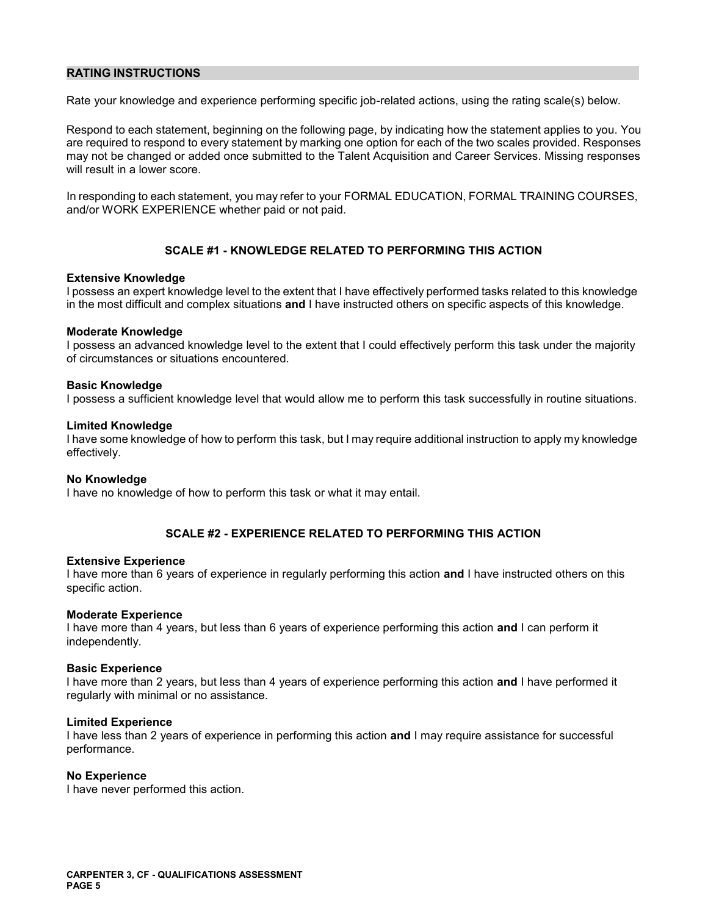## RATING INSTRUCTIONS

Rate your knowledge and experience performing specific job-related actions, using the rating scale(s) below.

Respond to each statement, beginning on the following page, by indicating how the statement applies to you. You are required to respond to every statement by marking one option for each of the two scales provided. Responses may not be changed or added once submitted to the Talent Acquisition and Career Services. Missing responses will result in a lower score.

In responding to each statement, you may refer to your FORMAL EDUCATION, FORMAL TRAINING COURSES, and/or WORK EXPERIENCE whether paid or not paid.

### SCALE #1 - KNOWLEDGE RELATED TO PERFORMING THIS ACTION

**Extensive Knowledge**
I possess an expert knowledge level to the extent that I have effectively performed tasks related to this knowledge in the most difficult and complex situations **and** I have instructed others on specific aspects of this knowledge.

**Moderate Knowledge**
I possess an advanced knowledge level to the extent that I could effectively perform this task under the majority of circumstances or situations encountered.

**Basic Knowledge**
I possess a sufficient knowledge level that would allow me to perform this task successfully in routine situations.

**Limited Knowledge**
I have some knowledge of how to perform this task, but I may require additional instruction to apply my knowledge effectively.

**No Knowledge**
I have no knowledge of how to perform this task or what it may entail.

### SCALE #2 - EXPERIENCE RELATED TO PERFORMING THIS ACTION

**Extensive Experience**
I have more than 6 years of experience in regularly performing this action **and** I have instructed others on this specific action.

**Moderate Experience**
I have more than 4 years, but less than 6 years of experience performing this action **and** I can perform it independently.

**Basic Experience**
I have more than 2 years, but less than 4 years of experience performing this action **and** I have performed it regularly with minimal or no assistance.

**Limited Experience**
I have less than 2 years of experience in performing this action **and** I may require assistance for successful performance.

**No Experience**
I have never performed this action.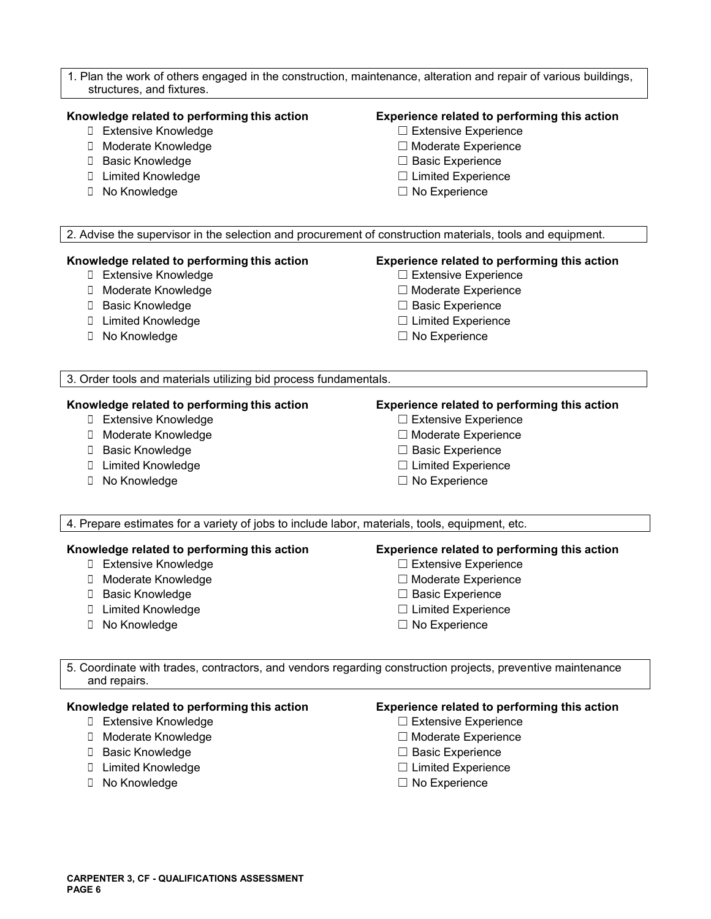1. Plan the work of others engaged in the construction, maintenance, alteration and repair of various buildings, structures, and fixtures.

**Knowledge related to performing this action**

- ☐ Extensive Knowledge
- ☐ Moderate Knowledge
- ☐ Basic Knowledge
- ☐ Limited Knowledge
- ☐ No Knowledge

**Experience related to performing this action**

- ☐ Extensive Experience
- ☐ Moderate Experience
- ☐ Basic Experience
- ☐ Limited Experience
- ☐ No Experience

2. Advise the supervisor in the selection and procurement of construction materials, tools and equipment.

**Knowledge related to performing this action**

- ☐ Extensive Knowledge
- ☐ Moderate Knowledge
- ☐ Basic Knowledge
- ☐ Limited Knowledge
- ☐ No Knowledge

**Experience related to performing this action**

- ☐ Extensive Experience
- ☐ Moderate Experience
- ☐ Basic Experience
- ☐ Limited Experience
- ☐ No Experience

3. Order tools and materials utilizing bid process fundamentals.

**Knowledge related to performing this action**

- ☐ Extensive Knowledge
- ☐ Moderate Knowledge
- ☐ Basic Knowledge
- ☐ Limited Knowledge
- ☐ No Knowledge

**Experience related to performing this action**

- ☐ Extensive Experience
- ☐ Moderate Experience
- ☐ Basic Experience
- ☐ Limited Experience
- ☐ No Experience

4. Prepare estimates for a variety of jobs to include labor, materials, tools, equipment, etc.

**Knowledge related to performing this action**

- ☐ Extensive Knowledge
- ☐ Moderate Knowledge
- ☐ Basic Knowledge
- ☐ Limited Knowledge
- ☐ No Knowledge

**Experience related to performing this action**

- ☐ Extensive Experience
- ☐ Moderate Experience
- ☐ Basic Experience
- ☐ Limited Experience
- ☐ No Experience

5. Coordinate with trades, contractors, and vendors regarding construction projects, preventive maintenance and repairs.

**Knowledge related to performing this action**

- ☐ Extensive Knowledge
- ☐ Moderate Knowledge
- ☐ Basic Knowledge
- ☐ Limited Knowledge
- ☐ No Knowledge

**Experience related to performing this action**

- ☐ Extensive Experience
- ☐ Moderate Experience
- ☐ Basic Experience
- ☐ Limited Experience
- ☐ No Experience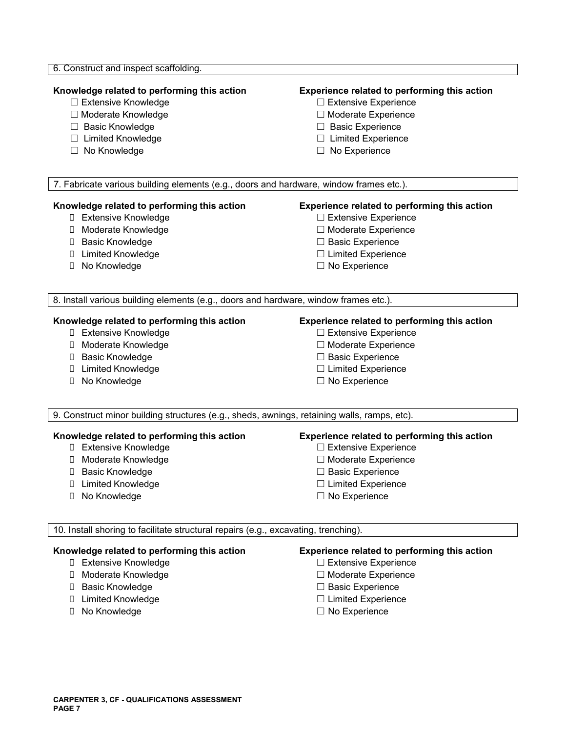6. Construct and inspect scaffolding.

**Knowledge related to performing this action**

- ☐ Extensive Knowledge
- ☐ Moderate Knowledge
- ☐ Basic Knowledge
- ☐ Limited Knowledge
- ☐ No Knowledge

**Experience related to performing this action**

- ☐ Extensive Experience
- ☐ Moderate Experience
- ☐ Basic Experience
- ☐ Limited Experience
- ☐ No Experience

7. Fabricate various building elements (e.g., doors and hardware, window frames etc.).

**Knowledge related to performing this action**

- ☐ Extensive Knowledge
- ☐ Moderate Knowledge
- ☐ Basic Knowledge
- ☐ Limited Knowledge
- ☐ No Knowledge

**Experience related to performing this action**

- ☐ Extensive Experience
- ☐ Moderate Experience
- ☐ Basic Experience
- ☐ Limited Experience
- ☐ No Experience

8. Install various building elements (e.g., doors and hardware, window frames etc.).

**Knowledge related to performing this action**

- ☐ Extensive Knowledge
- ☐ Moderate Knowledge
- ☐ Basic Knowledge
- ☐ Limited Knowledge
- ☐ No Knowledge

**Experience related to performing this action**

- ☐ Extensive Experience
- ☐ Moderate Experience
- ☐ Basic Experience
- ☐ Limited Experience
- ☐ No Experience

9. Construct minor building structures (e.g., sheds, awnings, retaining walls, ramps, etc).

**Knowledge related to performing this action**

- ☐ Extensive Knowledge
- ☐ Moderate Knowledge
- ☐ Basic Knowledge
- ☐ Limited Knowledge
- ☐ No Knowledge

**Experience related to performing this action**

- ☐ Extensive Experience
- ☐ Moderate Experience
- ☐ Basic Experience
- ☐ Limited Experience
- ☐ No Experience

10. Install shoring to facilitate structural repairs (e.g., excavating, trenching).

**Knowledge related to performing this action**

- ☐ Extensive Knowledge
- ☐ Moderate Knowledge
- ☐ Basic Knowledge
- ☐ Limited Knowledge
- ☐ No Knowledge

**Experience related to performing this action**

- ☐ Extensive Experience
- ☐ Moderate Experience
- ☐ Basic Experience
- ☐ Limited Experience
- ☐ No Experience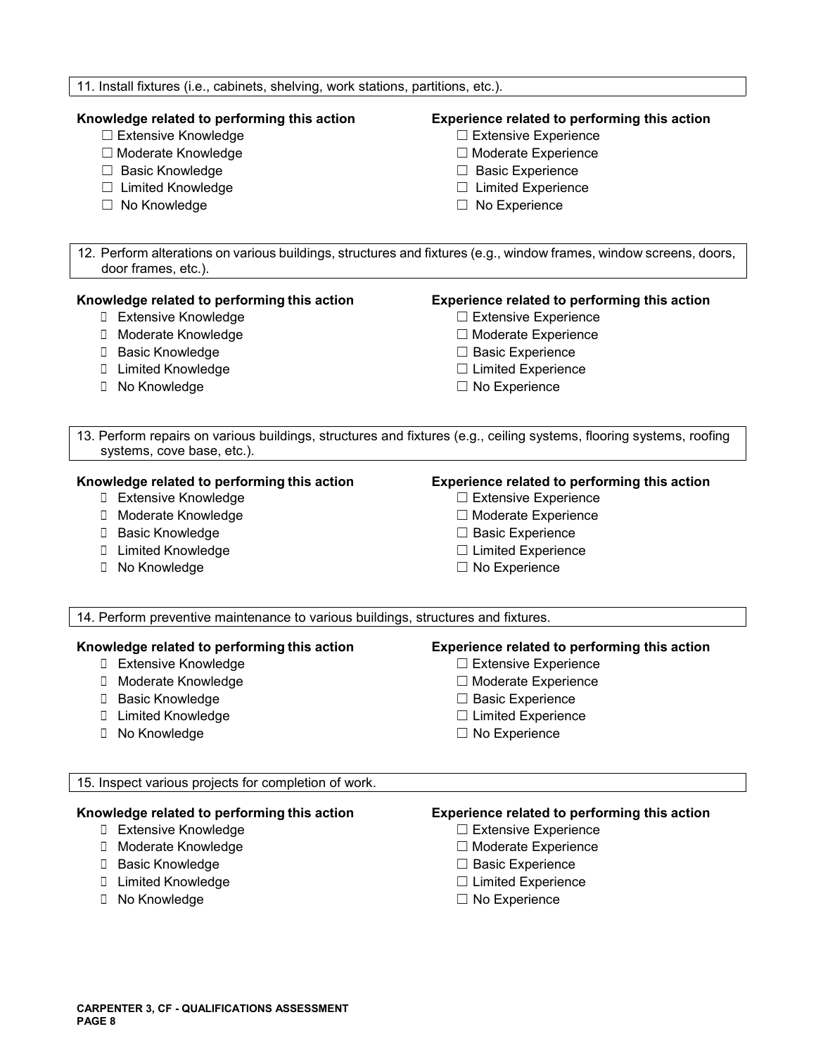11. Install fixtures (i.e., cabinets, shelving, work stations, partitions, etc.).

**Knowledge related to performing this action**

- ☐ Extensive Knowledge
- ☐ Moderate Knowledge
- ☐ Basic Knowledge
- ☐ Limited Knowledge
- ☐ No Knowledge

**Experience related to performing this action**

- ☐ Extensive Experience
- ☐ Moderate Experience
- ☐ Basic Experience
- ☐ Limited Experience
- ☐ No Experience

12. Perform alterations on various buildings, structures and fixtures (e.g., window frames, window screens, doors, door frames, etc.).

**Knowledge related to performing this action**

- ☐ Extensive Knowledge
- ☐ Moderate Knowledge
- ☐ Basic Knowledge
- ☐ Limited Knowledge
- ☐ No Knowledge

**Experience related to performing this action**

- ☐ Extensive Experience
- ☐ Moderate Experience
- ☐ Basic Experience
- ☐ Limited Experience
- ☐ No Experience

13. Perform repairs on various buildings, structures and fixtures (e.g., ceiling systems, flooring systems, roofing systems, cove base, etc.).

**Knowledge related to performing this action**

- ☐ Extensive Knowledge
- ☐ Moderate Knowledge
- ☐ Basic Knowledge
- ☐ Limited Knowledge
- ☐ No Knowledge

**Experience related to performing this action**

- ☐ Extensive Experience
- ☐ Moderate Experience
- ☐ Basic Experience
- ☐ Limited Experience
- ☐ No Experience

14. Perform preventive maintenance to various buildings, structures and fixtures.

**Knowledge related to performing this action**

- ☐ Extensive Knowledge
- ☐ Moderate Knowledge
- ☐ Basic Knowledge
- ☐ Limited Knowledge
- ☐ No Knowledge

**Experience related to performing this action**

- ☐ Extensive Experience
- ☐ Moderate Experience
- ☐ Basic Experience
- ☐ Limited Experience
- ☐ No Experience

15. Inspect various projects for completion of work.

**Knowledge related to performing this action**

- ☐ Extensive Knowledge
- ☐ Moderate Knowledge
- ☐ Basic Knowledge
- ☐ Limited Knowledge
- ☐ No Knowledge

**Experience related to performing this action**

- ☐ Extensive Experience
- ☐ Moderate Experience
- ☐ Basic Experience
- ☐ Limited Experience
- ☐ No Experience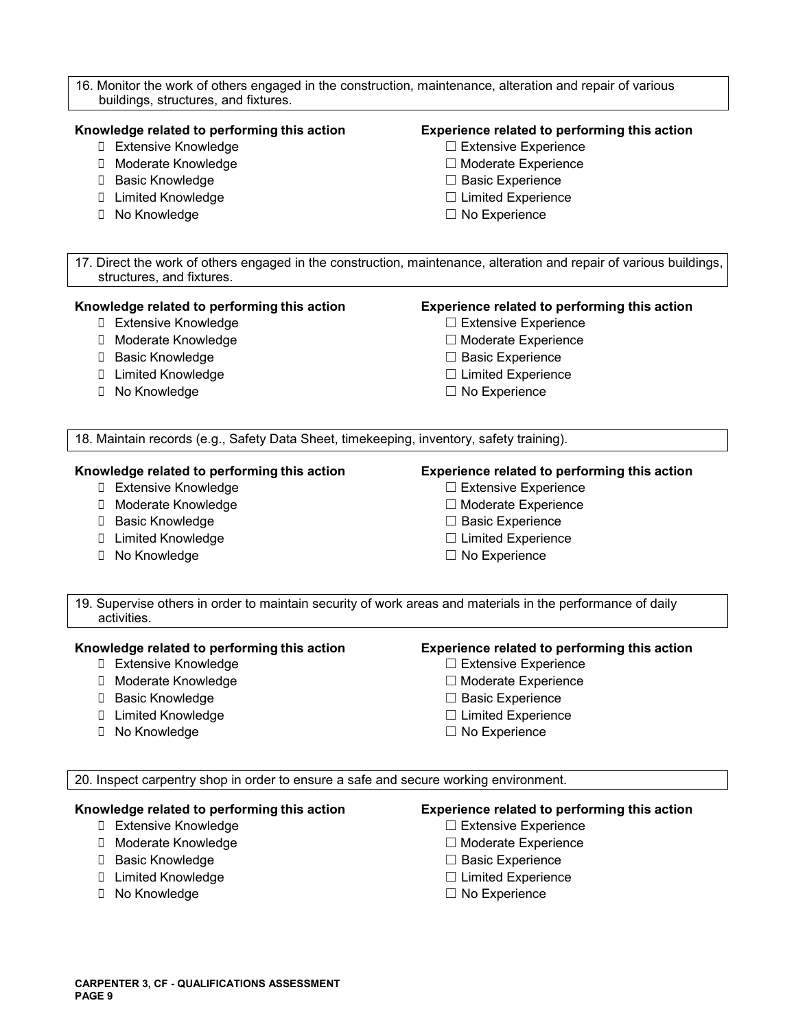16. Monitor the work of others engaged in the construction, maintenance, alteration and repair of various buildings, structures, and fixtures.

**Knowledge related to performing this action**
- ☐ Extensive Knowledge
- ☐ Moderate Knowledge
- ☐ Basic Knowledge
- ☐ Limited Knowledge
- ☐ No Knowledge

**Experience related to performing this action**
- ☐ Extensive Experience
- ☐ Moderate Experience
- ☐ Basic Experience
- ☐ Limited Experience
- ☐ No Experience

17. Direct the work of others engaged in the construction, maintenance, alteration and repair of various buildings, structures, and fixtures.

**Knowledge related to performing this action**
- ☐ Extensive Knowledge
- ☐ Moderate Knowledge
- ☐ Basic Knowledge
- ☐ Limited Knowledge
- ☐ No Knowledge

**Experience related to performing this action**
- ☐ Extensive Experience
- ☐ Moderate Experience
- ☐ Basic Experience
- ☐ Limited Experience
- ☐ No Experience

18. Maintain records (e.g., Safety Data Sheet, timekeeping, inventory, safety training).

**Knowledge related to performing this action**
- ☐ Extensive Knowledge
- ☐ Moderate Knowledge
- ☐ Basic Knowledge
- ☐ Limited Knowledge
- ☐ No Knowledge

**Experience related to performing this action**
- ☐ Extensive Experience
- ☐ Moderate Experience
- ☐ Basic Experience
- ☐ Limited Experience
- ☐ No Experience

19. Supervise others in order to maintain security of work areas and materials in the performance of daily activities.

**Knowledge related to performing this action**
- ☐ Extensive Knowledge
- ☐ Moderate Knowledge
- ☐ Basic Knowledge
- ☐ Limited Knowledge
- ☐ No Knowledge

**Experience related to performing this action**
- ☐ Extensive Experience
- ☐ Moderate Experience
- ☐ Basic Experience
- ☐ Limited Experience
- ☐ No Experience

20. Inspect carpentry shop in order to ensure a safe and secure working environment.

**Knowledge related to performing this action**
- ☐ Extensive Knowledge
- ☐ Moderate Knowledge
- ☐ Basic Knowledge
- ☐ Limited Knowledge
- ☐ No Knowledge

**Experience related to performing this action**
- ☐ Extensive Experience
- ☐ Moderate Experience
- ☐ Basic Experience
- ☐ Limited Experience
- ☐ No Experience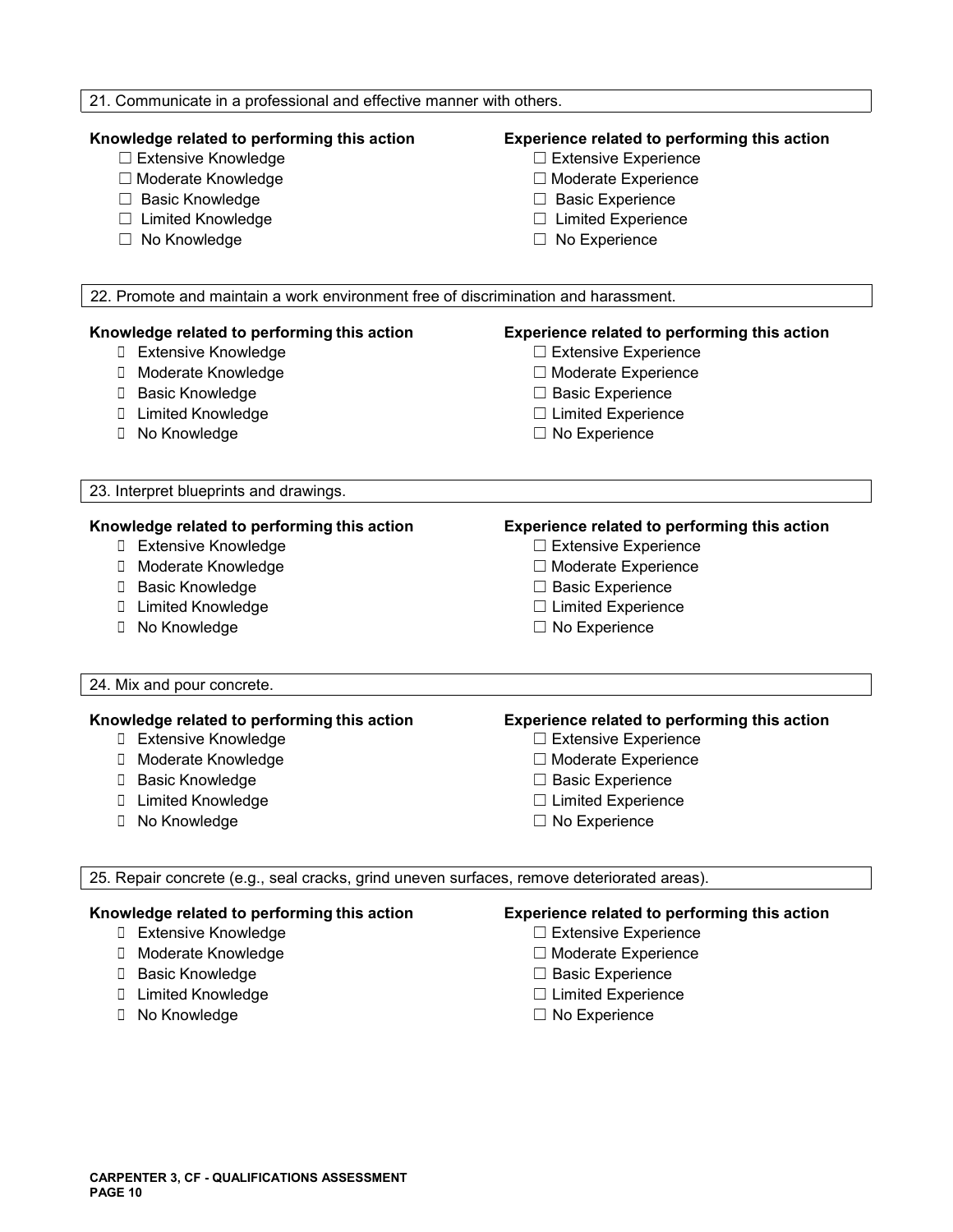21. Communicate in a professional and effective manner with others.

**Knowledge related to performing this action**
- ☐ Extensive Knowledge
- ☐ Moderate Knowledge
- ☐ Basic Knowledge
- ☐ Limited Knowledge
- ☐ No Knowledge

**Experience related to performing this action**
- ☐ Extensive Experience
- ☐ Moderate Experience
- ☐ Basic Experience
- ☐ Limited Experience
- ☐ No Experience

22. Promote and maintain a work environment free of discrimination and harassment.

**Knowledge related to performing this action**
- ☐ Extensive Knowledge
- ☐ Moderate Knowledge
- ☐ Basic Knowledge
- ☐ Limited Knowledge
- ☐ No Knowledge

**Experience related to performing this action**
- ☐ Extensive Experience
- ☐ Moderate Experience
- ☐ Basic Experience
- ☐ Limited Experience
- ☐ No Experience

23. Interpret blueprints and drawings.

**Knowledge related to performing this action**
- ☐ Extensive Knowledge
- ☐ Moderate Knowledge
- ☐ Basic Knowledge
- ☐ Limited Knowledge
- ☐ No Knowledge

**Experience related to performing this action**
- ☐ Extensive Experience
- ☐ Moderate Experience
- ☐ Basic Experience
- ☐ Limited Experience
- ☐ No Experience

24. Mix and pour concrete.

**Knowledge related to performing this action**
- ☐ Extensive Knowledge
- ☐ Moderate Knowledge
- ☐ Basic Knowledge
- ☐ Limited Knowledge
- ☐ No Knowledge

**Experience related to performing this action**
- ☐ Extensive Experience
- ☐ Moderate Experience
- ☐ Basic Experience
- ☐ Limited Experience
- ☐ No Experience

25. Repair concrete (e.g., seal cracks, grind uneven surfaces, remove deteriorated areas).

**Knowledge related to performing this action**
- ☐ Extensive Knowledge
- ☐ Moderate Knowledge
- ☐ Basic Knowledge
- ☐ Limited Knowledge
- ☐ No Knowledge

**Experience related to performing this action**
- ☐ Extensive Experience
- ☐ Moderate Experience
- ☐ Basic Experience
- ☐ Limited Experience
- ☐ No Experience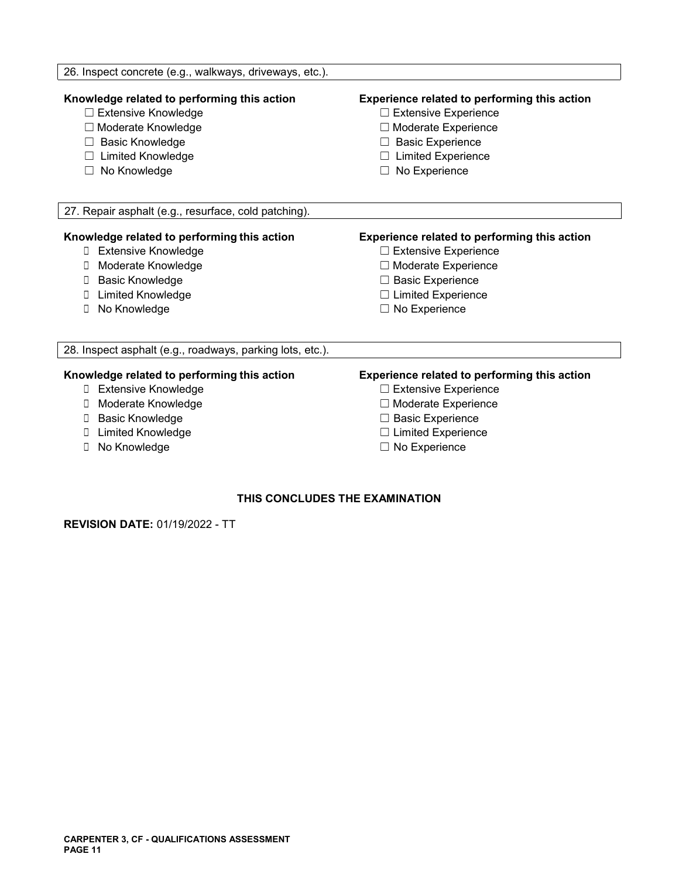26. Inspect concrete (e.g., walkways, driveways, etc.).

**Knowledge related to performing this action**

- ☐ Extensive Knowledge
- ☐ Moderate Knowledge
- ☐ Basic Knowledge
- ☐ Limited Knowledge
- ☐ No Knowledge

**Experience related to performing this action**

- ☐ Extensive Experience
- ☐ Moderate Experience
- ☐ Basic Experience
- ☐ Limited Experience
- ☐ No Experience

27. Repair asphalt (e.g., resurface, cold patching).

**Knowledge related to performing this action**

- ☐ Extensive Knowledge
- ☐ Moderate Knowledge
- ☐ Basic Knowledge
- ☐ Limited Knowledge
- ☐ No Knowledge

**Experience related to performing this action**

- ☐ Extensive Experience
- ☐ Moderate Experience
- ☐ Basic Experience
- ☐ Limited Experience
- ☐ No Experience

28. Inspect asphalt (e.g., roadways, parking lots, etc.).

**Knowledge related to performing this action**

- ☐ Extensive Knowledge
- ☐ Moderate Knowledge
- ☐ Basic Knowledge
- ☐ Limited Knowledge
- ☐ No Knowledge

**Experience related to performing this action**

- ☐ Extensive Experience
- ☐ Moderate Experience
- ☐ Basic Experience
- ☐ Limited Experience
- ☐ No Experience

**THIS CONCLUDES THE EXAMINATION**

**REVISION DATE:** 01/19/2022 - TT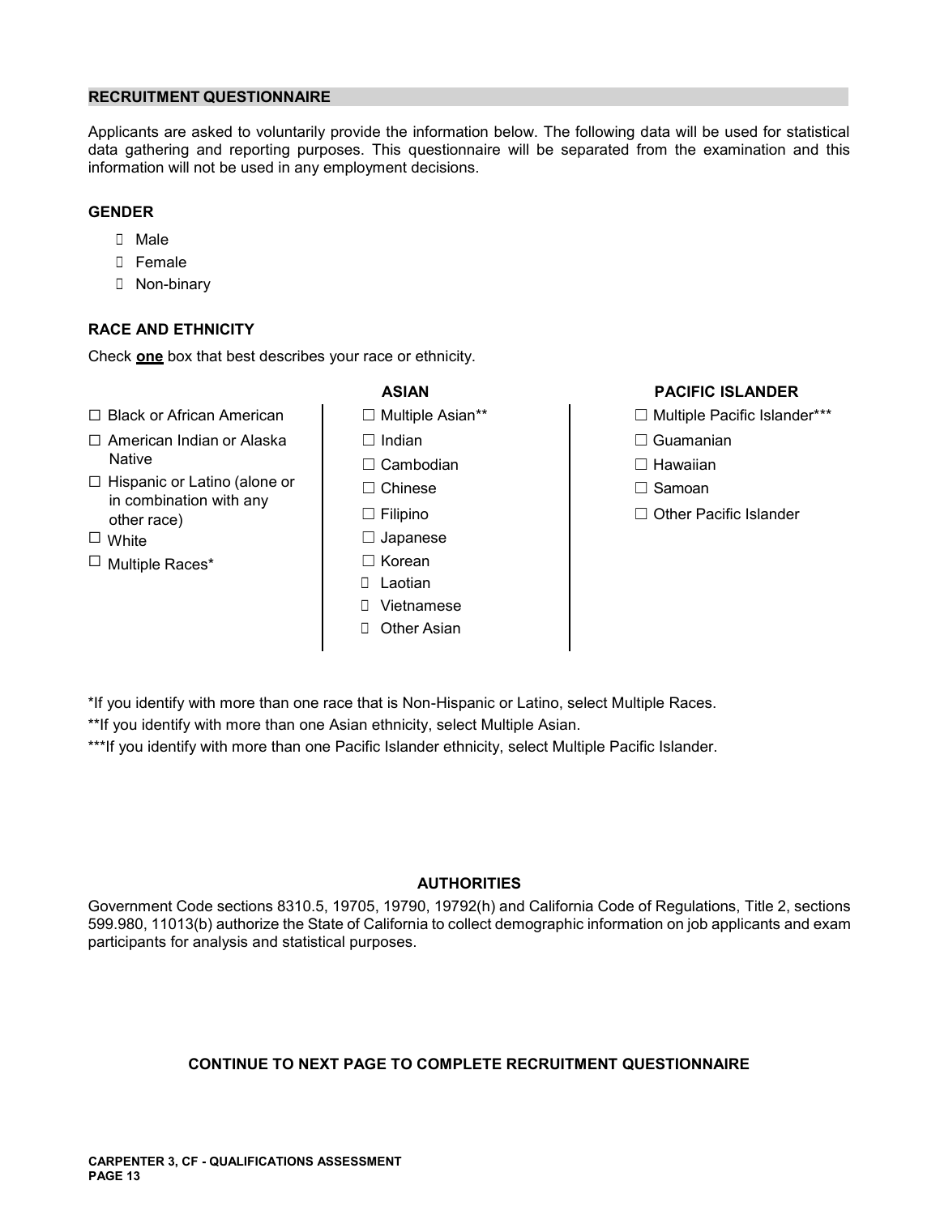## RECRUITMENT QUESTIONNAIRE

Applicants are asked to voluntarily provide the information below. The following data will be used for statistical data gathering and reporting purposes. This questionnaire will be separated from the examination and this information will not be used in any employment decisions.

### GENDER

- ☐ Male
- ☐ Female
- ☐ Non-binary

### RACE AND ETHNICITY

Check **one** box that best describes your race or ethnicity.

- ☐ Black or African American
- ☐ American Indian or Alaska Native
- ☐ Hispanic or Latino (alone or in combination with any other race)
- ☐ White
- ☐ Multiple Races*

**ASIAN**

- ☐ Multiple Asian**
- ☐ Indian
- ☐ Cambodian
- ☐ Chinese
- ☐ Filipino
- ☐ Japanese
- ☐ Korean
- ☐ Laotian
- ☐ Vietnamese
- ☐ Other Asian

**PACIFIC ISLANDER**

- ☐ Multiple Pacific Islander***
- ☐ Guamanian
- ☐ Hawaiian
- ☐ Samoan
- ☐ Other Pacific Islander

*If you identify with more than one race that is Non-Hispanic or Latino, select Multiple Races.

**If you identify with more than one Asian ethnicity, select Multiple Asian.

***If you identify with more than one Pacific Islander ethnicity, select Multiple Pacific Islander.

### AUTHORITIES

Government Code sections 8310.5, 19705, 19790, 19792(h) and California Code of Regulations, Title 2, sections 599.980, 11013(b) authorize the State of California to collect demographic information on job applicants and exam participants for analysis and statistical purposes.

**CONTINUE TO NEXT PAGE TO COMPLETE RECRUITMENT QUESTIONNAIRE**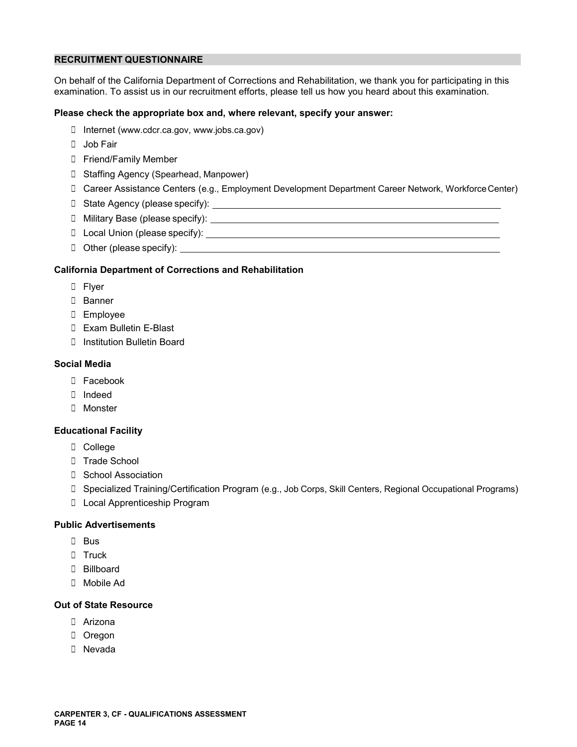## RECRUITMENT QUESTIONNAIRE

On behalf of the California Department of Corrections and Rehabilitation, we thank you for participating in this examination. To assist us in our recruitment efforts, please tell us how you heard about this examination.

**Please check the appropriate box and, where relevant, specify your answer:**

- ☐ Internet (www.cdcr.ca.gov, www.jobs.ca.gov)
- ☐ Job Fair
- ☐ Friend/Family Member
- ☐ Staffing Agency (Spearhead, Manpower)
- ☐ Career Assistance Centers (e.g., Employment Development Department Career Network, Workforce Center)
- ☐ State Agency (please specify): ____________________
- ☐ Military Base (please specify): ____________________
- ☐ Local Union (please specify): ____________________
- ☐ Other (please specify): ____________________

**California Department of Corrections and Rehabilitation**

- ☐ Flyer
- ☐ Banner
- ☐ Employee
- ☐ Exam Bulletin E-Blast
- ☐ Institution Bulletin Board

**Social Media**

- ☐ Facebook
- ☐ Indeed
- ☐ Monster

**Educational Facility**

- ☐ College
- ☐ Trade School
- ☐ School Association
- ☐ Specialized Training/Certification Program (e.g., Job Corps, Skill Centers, Regional Occupational Programs)
- ☐ Local Apprenticeship Program

**Public Advertisements**

- ☐ Bus
- ☐ Truck
- ☐ Billboard
- ☐ Mobile Ad

**Out of State Resource**

- ☐ Arizona
- ☐ Oregon
- ☐ Nevada